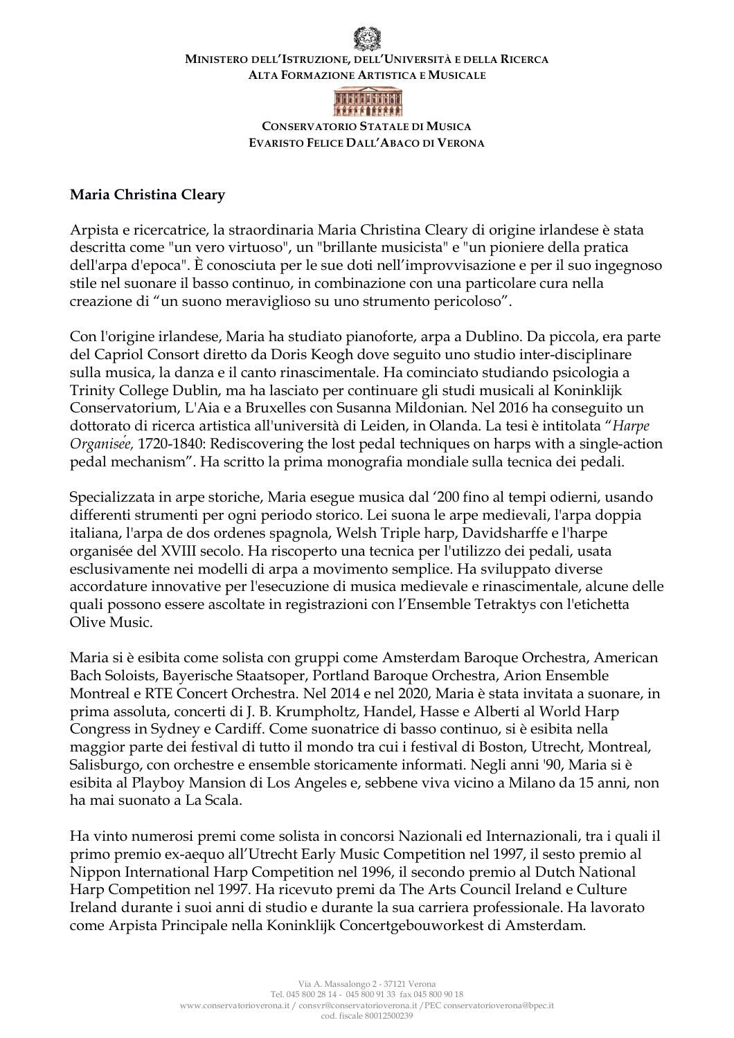**MINISTERO DELL'ISTRUZIONE, DELL'UNIVERSITÀ E DELLA RICERCA**
**ALTA FORMAZIONE ARTISTICA E MUSICALE**

**CONSERVATORIO STATALE DI MUSICA**
**EVARISTO FELICE DALL'ABACO DI VERONA**

**Maria Christina Cleary**

Arpista e ricercatrice, la straordinaria Maria Christina Cleary di origine irlandese è stata descritta come "un vero virtuoso", un "brillante musicista" e "un pioniere della pratica dell'arpa d'epoca". È conosciuta per le sue doti nell'improvvisazione e per il suo ingegnoso stile nel suonare il basso continuo, in combinazione con una particolare cura nella creazione di "un suono meraviglioso su uno strumento pericoloso".

Con l'origine irlandese, Maria ha studiato pianoforte, arpa a Dublino. Da piccola, era parte del Capriol Consort diretto da Doris Keogh dove seguito uno studio inter-disciplinare sulla musica, la danza e il canto rinascimentale. Ha cominciato studiando psicologia a Trinity College Dublin, ma ha lasciato per continuare gli studi musicali al Koninklijk Conservatorium, L'Aia e a Bruxelles con Susanna Mildonian. Nel 2016 ha conseguito un dottorato di ricerca artistica all'università di Leiden, in Olanda. La tesi è intitolata "*Harpe Organisée,* 1720-1840: Rediscovering the lost pedal techniques on harps with a single-action pedal mechanism". Ha scritto la prima monografia mondiale sulla tecnica dei pedali.

Specializzata in arpe storiche, Maria esegue musica dal '200 fino al tempi odierni, usando differenti strumenti per ogni periodo storico. Lei suona le arpe medievali, l'arpa doppia italiana, l'arpa de dos ordenes spagnola, Welsh Triple harp, Davidsharffe e l'harpe organisée del XVIII secolo. Ha riscoperto una tecnica per l'utilizzo dei pedali, usata esclusivamente nei modelli di arpa a movimento semplice. Ha sviluppato diverse accordature innovative per l'esecuzione di musica medievale e rinascimentale, alcune delle quali possono essere ascoltate in registrazioni con l'Ensemble Tetraktys con l'etichetta Olive Music.

Maria si è esibita come solista con gruppi come Amsterdam Baroque Orchestra, American Bach Soloists, Bayerische Staatsoper, Portland Baroque Orchestra, Arion Ensemble Montreal e RTE Concert Orchestra. Nel 2014 e nel 2020, Maria è stata invitata a suonare, in prima assoluta, concerti di J. B. Krumpholtz, Handel, Hasse e Alberti al World Harp Congress in Sydney e Cardiff. Come suonatrice di basso continuo, si è esibita nella maggior parte dei festival di tutto il mondo tra cui i festival di Boston, Utrecht, Montreal, Salisburgo, con orchestre e ensemble storicamente informati. Negli anni '90, Maria si è esibita al Playboy Mansion di Los Angeles e, sebbene viva vicino a Milano da 15 anni, non ha mai suonato a La Scala.

Ha vinto numerosi premi come solista in concorsi Nazionali ed Internazionali, tra i quali il primo premio ex-aequo all'Utrecht Early Music Competition nel 1997, il sesto premio al Nippon International Harp Competition nel 1996, il secondo premio al Dutch National Harp Competition nel 1997. Ha ricevuto premi da The Arts Council Ireland e Culture Ireland durante i suoi anni di studio e durante la sua carriera professionale. Ha lavorato come Arpista Principale nella Koninklijk Concertgebouworkest di Amsterdam.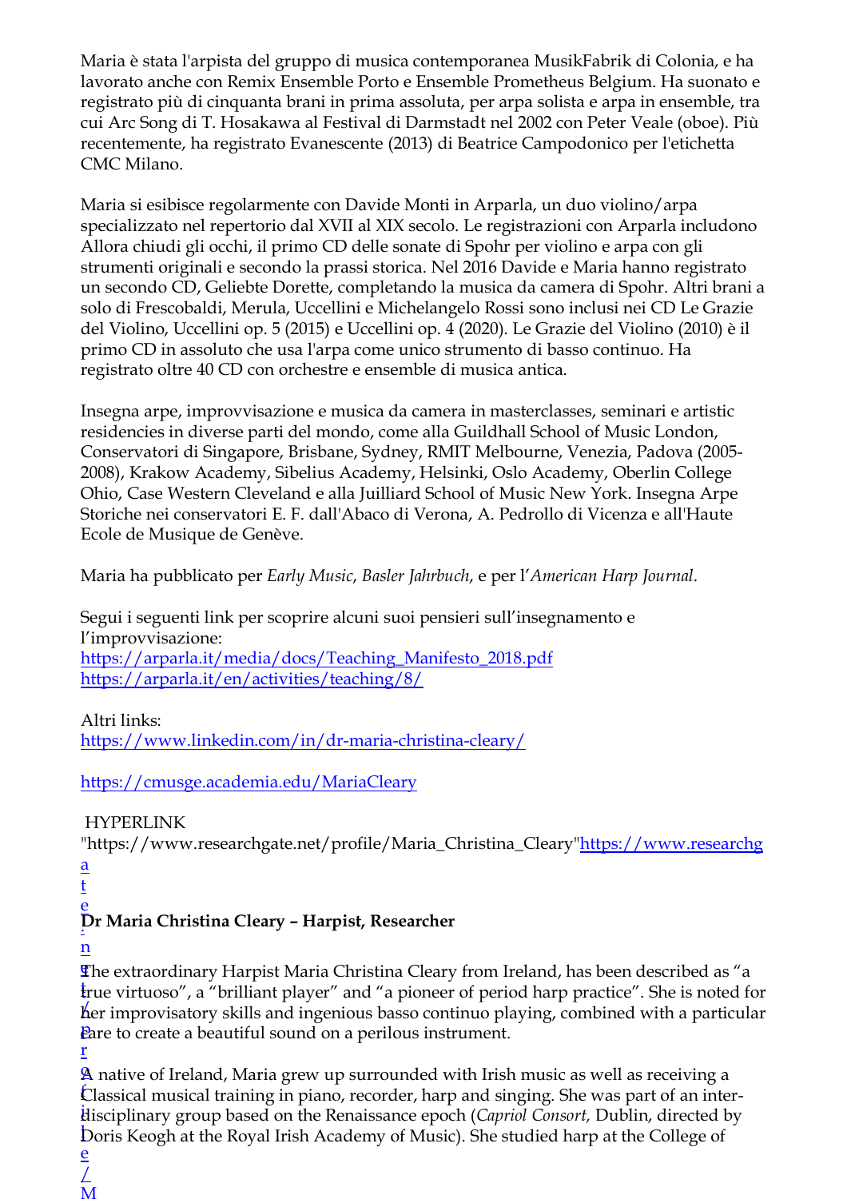Maria è stata l'arpista del gruppo di musica contemporanea MusikFabrik di Colonia, e ha lavorato anche con Remix Ensemble Porto e Ensemble Prometheus Belgium. Ha suonato e registrato più di cinquanta brani in prima assoluta, per arpa solista e arpa in ensemble, tra cui Arc Song di T. Hosakawa al Festival di Darmstadt nel 2002 con Peter Veale (oboe). Più recentemente, ha registrato Evanescente (2013) di Beatrice Campodonico per l'etichetta CMC Milano.

Maria si esibisce regolarmente con Davide Monti in Arparla, un duo violino/arpa specializzato nel repertorio dal XVII al XIX secolo. Le registrazioni con Arparla includono Allora chiudi gli occhi, il primo CD delle sonate di Spohr per violino e arpa con gli strumenti originali e secondo la prassi storica. Nel 2016 Davide e Maria hanno registrato un secondo CD, Geliebte Dorette, completando la musica da camera di Spohr. Altri brani a solo di Frescobaldi, Merula, Uccellini e Michelangelo Rossi sono inclusi nei CD Le Grazie del Violino, Uccellini op. 5 (2015) e Uccellini op. 4 (2020). Le Grazie del Violino (2010) è il primo CD in assoluto che usa l'arpa come unico strumento di basso continuo. Ha registrato oltre 40 CD con orchestre e ensemble di musica antica.

Insegna arpe, improvvisazione e musica da camera in masterclasses, seminari e artistic residencies in diverse parti del mondo, come alla Guildhall School of Music London, Conservatori di Singapore, Brisbane, Sydney, RMIT Melbourne, Venezia, Padova (2005-2008), Krakow Academy, Sibelius Academy, Helsinki, Oslo Academy, Oberlin College Ohio, Case Western Cleveland e alla Juilliard School of Music New York. Insegna Arpe Storiche nei conservatori E. F. dall'Abaco di Verona, A. Pedrollo di Vicenza e all'Haute Ecole de Musique de Genève.

Maria ha pubblicato per *Early Music*, *Basler Jahrbuch*, e per l'*American Harp Journal*.

Segui i seguenti link per scoprire alcuni suoi pensieri sull'insegnamento e l'improvvisazione:
https://arparla.it/media/docs/Teaching_Manifesto_2018.pdf
https://arparla.it/en/activities/teaching/8/

Altri links:
https://www.linkedin.com/in/dr-maria-christina-cleary/

https://cmusge.academia.edu/MariaCleary

HYPERLINK "https://www.researchgate.net/profile/Maria_Christina_Cleary"https://www.researchgate.net/profile/Maria_Christina_Cleary

**Dr Maria Christina Cleary – Harpist, Researcher**

The extraordinary Harpist Maria Christina Cleary from Ireland, has been described as "a true virtuoso", a "brilliant player" and "a pioneer of period harp practice". She is noted for her improvisatory skills and ingenious basso continuo playing, combined with a particular care to create a beautiful sound on a perilous instrument.

A native of Ireland, Maria grew up surrounded with Irish music as well as receiving a Classical musical training in piano, recorder, harp and singing. She was part of an inter-disciplinary group based on the Renaissance epoch (*Capriol Consort,* Dublin, directed by Doris Keogh at the Royal Irish Academy of Music). She studied harp at the College of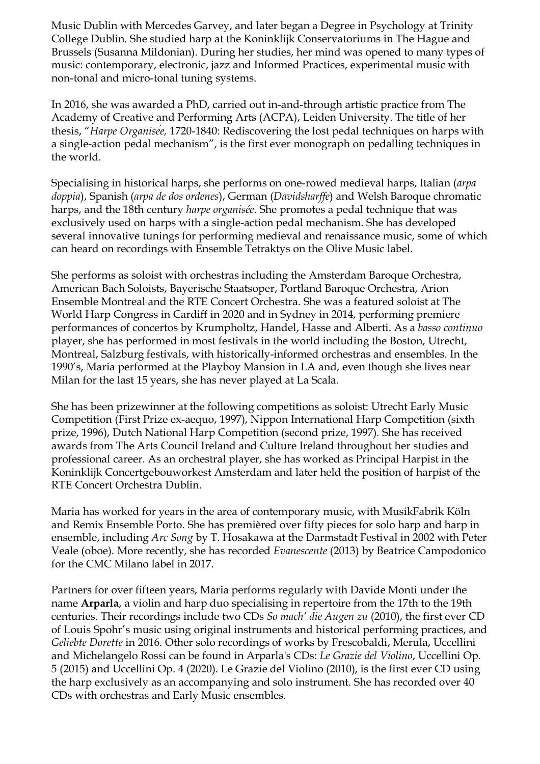Music Dublin with Mercedes Garvey, and later began a Degree in Psychology at Trinity College Dublin. She studied harp at the Koninklijk Conservatoriums in The Hague and Brussels (Susanna Mildonian). During her studies, her mind was opened to many types of music: contemporary, electronic, jazz and Informed Practices, experimental music with non-tonal and micro-tonal tuning systems.

In 2016, she was awarded a PhD, carried out in-and-through artistic practice from The Academy of Creative and Performing Arts (ACPA), Leiden University. The title of her thesis, "*Harpe Organisée,* 1720-1840: Rediscovering the lost pedal techniques on harps with a single-action pedal mechanism", is the first ever monograph on pedalling techniques in the world.

Specialising in historical harps, she performs on one-rowed medieval harps, Italian (*arpa doppia*), Spanish (*arpa de dos ordenes*), German (*Davidsharffe*) and Welsh Baroque chromatic harps, and the 18th century *harpe organisée*. She promotes a pedal technique that was exclusively used on harps with a single-action pedal mechanism. She has developed several innovative tunings for performing medieval and renaissance music, some of which can heard on recordings with Ensemble Tetraktys on the Olive Music label.

She performs as soloist with orchestras including the Amsterdam Baroque Orchestra, American Bach Soloists, Bayerische Staatsoper, Portland Baroque Orchestra, Arion Ensemble Montreal and the RTE Concert Orchestra. She was a featured soloist at The World Harp Congress in Cardiff in 2020 and in Sydney in 2014, performing premiere performances of concertos by Krumpholtz, Handel, Hasse and Alberti. As a *basso continuo* player, she has performed in most festivals in the world including the Boston, Utrecht, Montreal, Salzburg festivals, with historically-informed orchestras and ensembles. In the 1990's, Maria performed at the Playboy Mansion in LA and, even though she lives near Milan for the last 15 years, she has never played at La Scala.

She has been prizewinner at the following competitions as soloist: Utrecht Early Music Competition (First Prize ex-aequo, 1997), Nippon International Harp Competition (sixth prize, 1996), Dutch National Harp Competition (second prize, 1997). She has received awards from The Arts Council Ireland and Culture Ireland throughout her studies and professional career. As an orchestral player, she has worked as Principal Harpist in the Koninklijk Concertgebouworkest Amsterdam and later held the position of harpist of the RTE Concert Orchestra Dublin.

Maria has worked for years in the area of contemporary music, with MusikFabrik Köln and Remix Ensemble Porto. She has premièred over fifty pieces for solo harp and harp in ensemble, including *Arc Song* by T. Hosakawa at the Darmstadt Festival in 2002 with Peter Veale (oboe). More recently, she has recorded *Evanescente* (2013) by Beatrice Campodonico for the CMC Milano label in 2017.

Partners for over fifteen years, Maria performs regularly with Davide Monti under the name **Arparla**, a violin and harp duo specialising in repertoire from the 17th to the 19th centuries. Their recordings include two CDs *So mach' die Augen zu* (2010), the first ever CD of Louis Spohr's music using original instruments and historical performing practices, and *Geliebte Dorette* in 2016. Other solo recordings of works by Frescobaldi, Merula, Uccellini and Michelangelo Rossi can be found in Arparla's CDs: *Le Grazie del Violino*, Uccellini Op. 5 (2015) and Uccellini Op. 4 (2020). Le Grazie del Violino (2010), is the first ever CD using the harp exclusively as an accompanying and solo instrument. She has recorded over 40 CDs with orchestras and Early Music ensembles.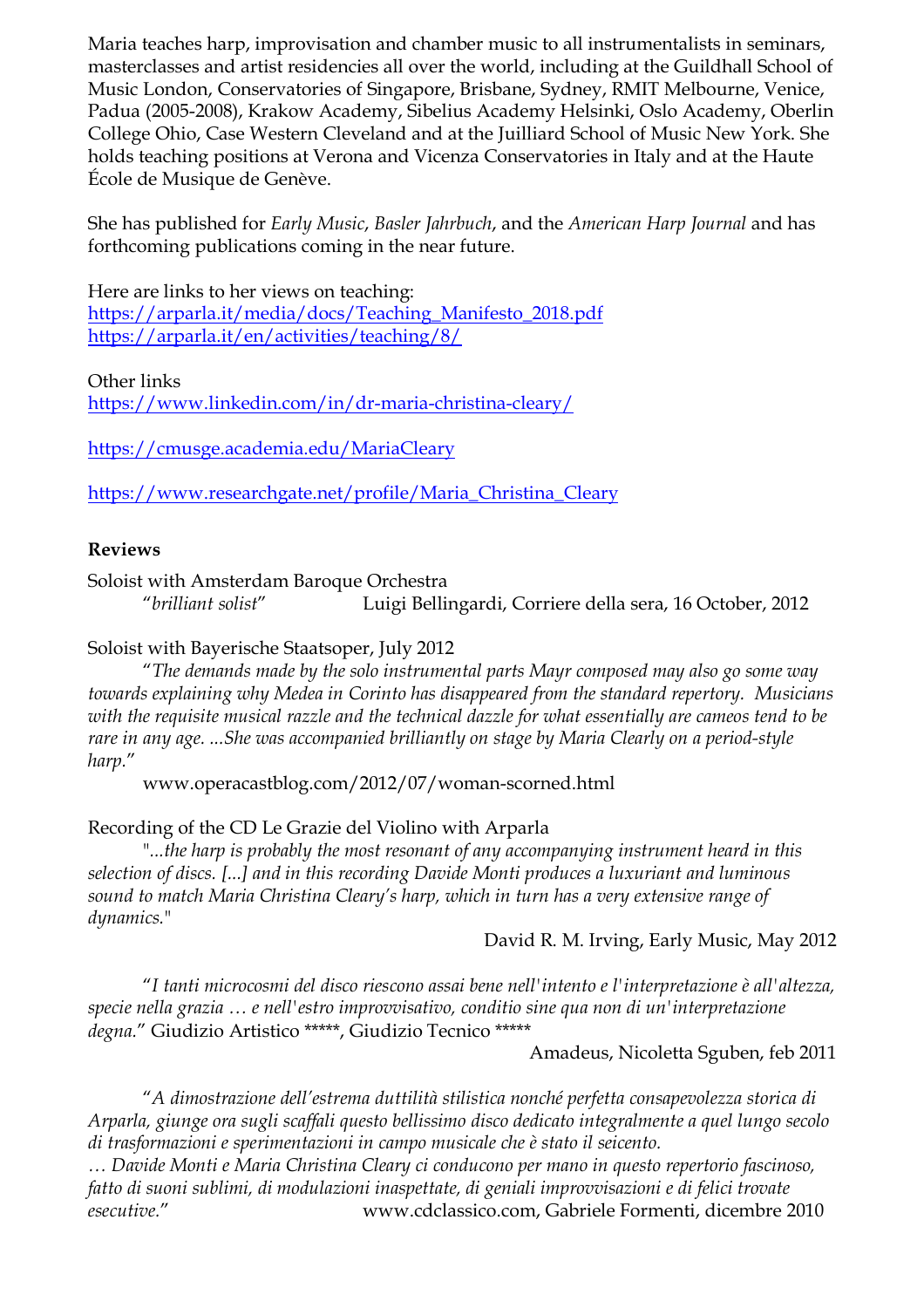Maria teaches harp, improvisation and chamber music to all instrumentalists in seminars, masterclasses and artist residencies all over the world, including at the Guildhall School of Music London, Conservatories of Singapore, Brisbane, Sydney, RMIT Melbourne, Venice, Padua (2005-2008), Krakow Academy, Sibelius Academy Helsinki, Oslo Academy, Oberlin College Ohio, Case Western Cleveland and at the Juilliard School of Music New York. She holds teaching positions at Verona and Vicenza Conservatories in Italy and at the Haute École de Musique de Genève.

She has published for *Early Music*, *Basler Jahrbuch*, and the *American Harp Journal* and has forthcoming publications coming in the near future.

Here are links to her views on teaching:
https://arparla.it/media/docs/Teaching_Manifesto_2018.pdf
https://arparla.it/en/activities/teaching/8/

Other links
https://www.linkedin.com/in/dr-maria-christina-cleary/

https://cmusge.academia.edu/MariaCleary

https://www.researchgate.net/profile/Maria_Christina_Cleary

**Reviews**

Soloist with Amsterdam Baroque Orchestra
"*brilliant solist*" Luigi Bellingardi, Corriere della sera, 16 October, 2012

Soloist with Bayerische Staatsoper, July 2012
"*The demands made by the solo instrumental parts Mayr composed may also go some way towards explaining why Medea in Corinto has disappeared from the standard repertory. Musicians with the requisite musical razzle and the technical dazzle for what essentially are cameos tend to be rare in any age. ...She was accompanied brilliantly on stage by Maria Clearly on a period-style harp.*"
www.operacastblog.com/2012/07/woman-scorned.html

Recording of the CD Le Grazie del Violino with Arparla
"*...the harp is probably the most resonant of any accompanying instrument heard in this selection of discs. [...] and in this recording Davide Monti produces a luxuriant and luminous sound to match Maria Christina Cleary's harp, which in turn has a very extensive range of dynamics.*"
David R. M. Irving, Early Music, May 2012

"*I tanti microcosmi del disco riescono assai bene nell'intento e l'interpretazione è all'altezza, specie nella grazia … e nell'estro improvvisativo, conditio sine qua non di un'interpretazione degna.*" Giudizio Artistico *****, Giudizio Tecnico *****
Amadeus, Nicoletta Sguben, feb 2011

"*A dimostrazione dell'estrema duttilità stilistica nonché perfetta consapevolezza storica di Arparla, giunge ora sugli scaffali questo bellissimo disco dedicato integralmente a quel lungo secolo di trasformazioni e sperimentazioni in campo musicale che è stato il seicento.*
*… Davide Monti e Maria Christina Cleary ci conducono per mano in questo repertorio fascinoso, fatto di suoni sublimi, di modulazioni inaspettate, di geniali improvvisazioni e di felici trovate esecutive.*" www.cdclassico.com, Gabriele Formenti, dicembre 2010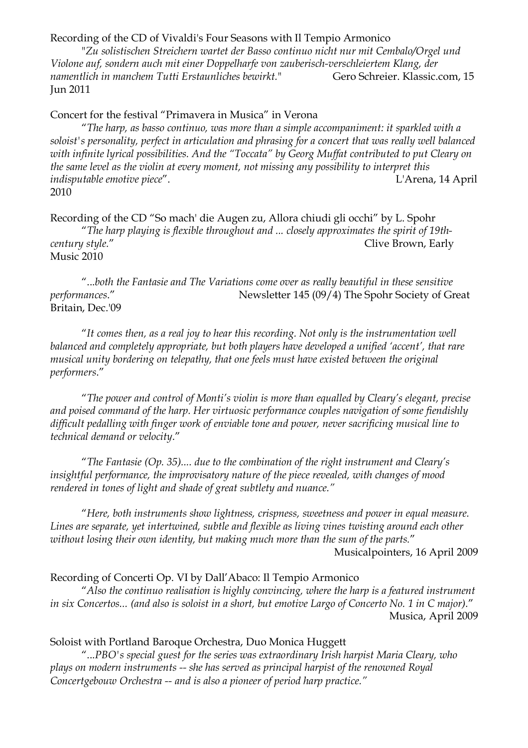Recording of the CD of Vivaldi's Four Seasons with Il Tempio Armonico

"*Zu solistischen Streichern wartet der Basso continuo nicht nur mit Cembalo/Orgel und Violone auf, sondern auch mit einer Doppelharfe von zauberisch-verschleiertem Klang, der namentlich in manchem Tutti Erstaunliches bewirkt.*" Gero Schreier. Klassic.com, 15 Jun 2011

Concert for the festival "Primavera in Musica" in Verona

"*The harp, as basso continuo, was more than a simple accompaniment: it sparkled with a soloist's personality, perfect in articulation and phrasing for a concert that was really well balanced with infinite lyrical possibilities. And the "Toccata" by Georg Muffat contributed to put Cleary on the same level as the violin at every moment, not missing any possibility to interpret this indisputable emotive piece*". L'Arena, 14 April 2010

Recording of the CD "So mach' die Augen zu, Allora chiudi gli occhi" by L. Spohr

"*The harp playing is flexible throughout and ... closely approximates the spirit of 19th-century style.*" Clive Brown, Early Music 2010

"*...both the Fantasie and The Variations come over as really beautiful in these sensitive performances.*" Newsletter 145 (09/4) The Spohr Society of Great Britain, Dec.'09

"*It comes then, as a real joy to hear this recording. Not only is the instrumentation well balanced and completely appropriate, but both players have developed a unified 'accent', that rare musical unity bordering on telepathy, that one feels must have existed between the original performers.*"

"*The power and control of Monti's violin is more than equalled by Cleary's elegant, precise and poised command of the harp. Her virtuosic performance couples navigation of some fiendishly difficult pedalling with finger work of enviable tone and power, never sacrificing musical line to technical demand or velocity.*"

"*The Fantasie (Op. 35).... due to the combination of the right instrument and Cleary's insightful performance, the improvisatory nature of the piece revealed, with changes of mood rendered in tones of light and shade of great subtlety and nuance.*"

"*Here, both instruments show lightness, crispness, sweetness and power in equal measure. Lines are separate, yet intertwined, subtle and flexible as living vines twisting around each other without losing their own identity, but making much more than the sum of the parts.*"

Musicalpointers, 16 April 2009

Recording of Concerti Op. VI by Dall'Abaco: Il Tempio Armonico

"*Also the continuo realisation is highly convincing, where the harp is a featured instrument in six Concertos... (and also is soloist in a short, but emotive Largo of Concerto No. 1 in C major).*" Musica, April 2009

Soloist with Portland Baroque Orchestra, Duo Monica Huggett

"*...PBO's special guest for the series was extraordinary Irish harpist Maria Cleary, who plays on modern instruments -- she has served as principal harpist of the renowned Royal Concertgebouw Orchestra -- and is also a pioneer of period harp practice.*"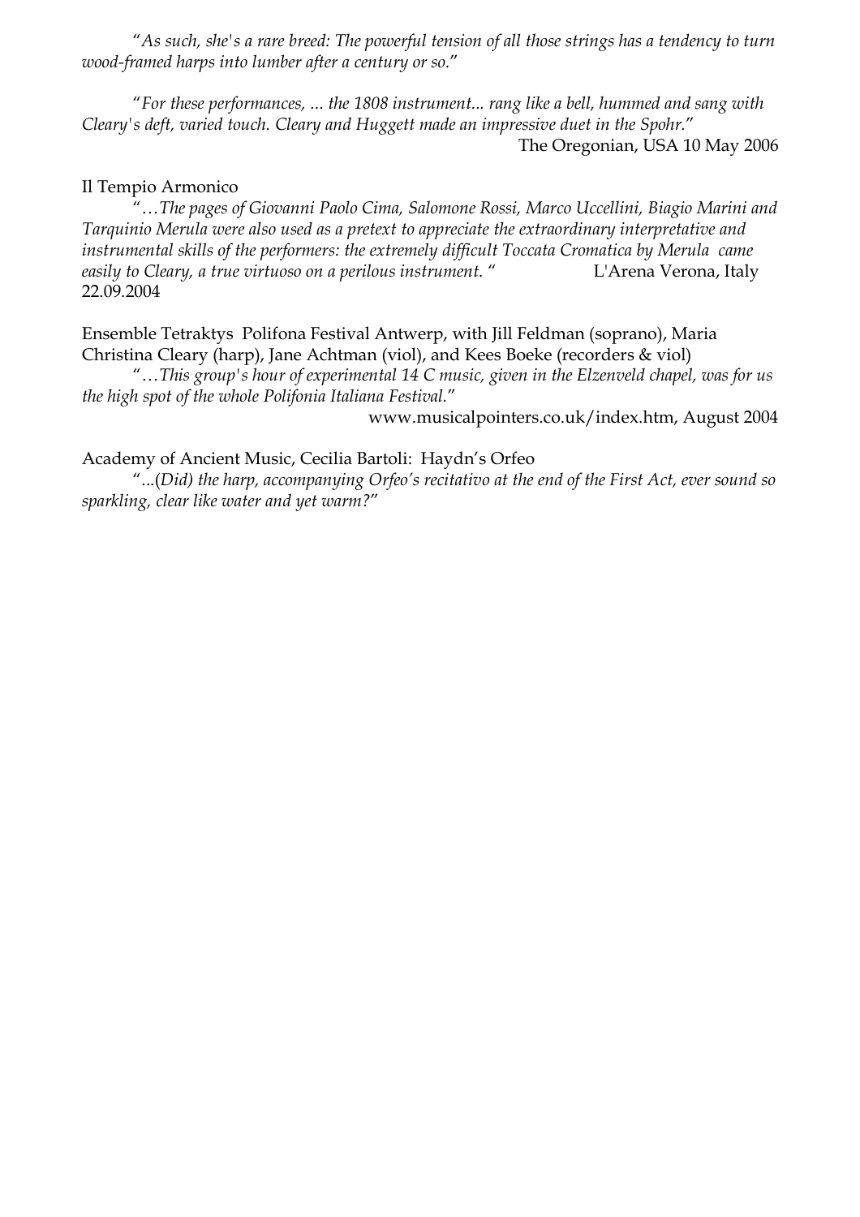"*As such, she's a rare breed: The powerful tension of all those strings has a tendency to turn wood-framed harps into lumber after a century or so.*"

"*For these performances, ... the 1808 instrument... rang like a bell, hummed and sang with Cleary's deft, varied touch. Cleary and Huggett made an impressive duet in the Spohr.*"

The Oregonian, USA 10 May 2006

Il Tempio Armonico

"*…The pages of Giovanni Paolo Cima, Salomone Rossi, Marco Uccellini, Biagio Marini and Tarquinio Merula were also used as a pretext to appreciate the extraordinary interpretative and instrumental skills of the performers: the extremely difficult Toccata Cromatica by Merula came easily to Cleary, a true virtuoso on a perilous instrument.* " L'Arena Verona, Italy 22.09.2004

Ensemble Tetraktys Polifona Festival Antwerp, with Jill Feldman (soprano), Maria Christina Cleary (harp), Jane Achtman (viol), and Kees Boeke (recorders & viol)

"*…This group's hour of experimental 14 C music, given in the Elzenveld chapel, was for us the high spot of the whole Polifonia Italiana Festival.*"

www.musicalpointers.co.uk/index.htm, August 2004

Academy of Ancient Music, Cecilia Bartoli: Haydn's Orfeo

"...(*Did) the harp, accompanying Orfeo's recitativo at the end of the First Act, ever sound so sparkling, clear like water and yet warm?*"